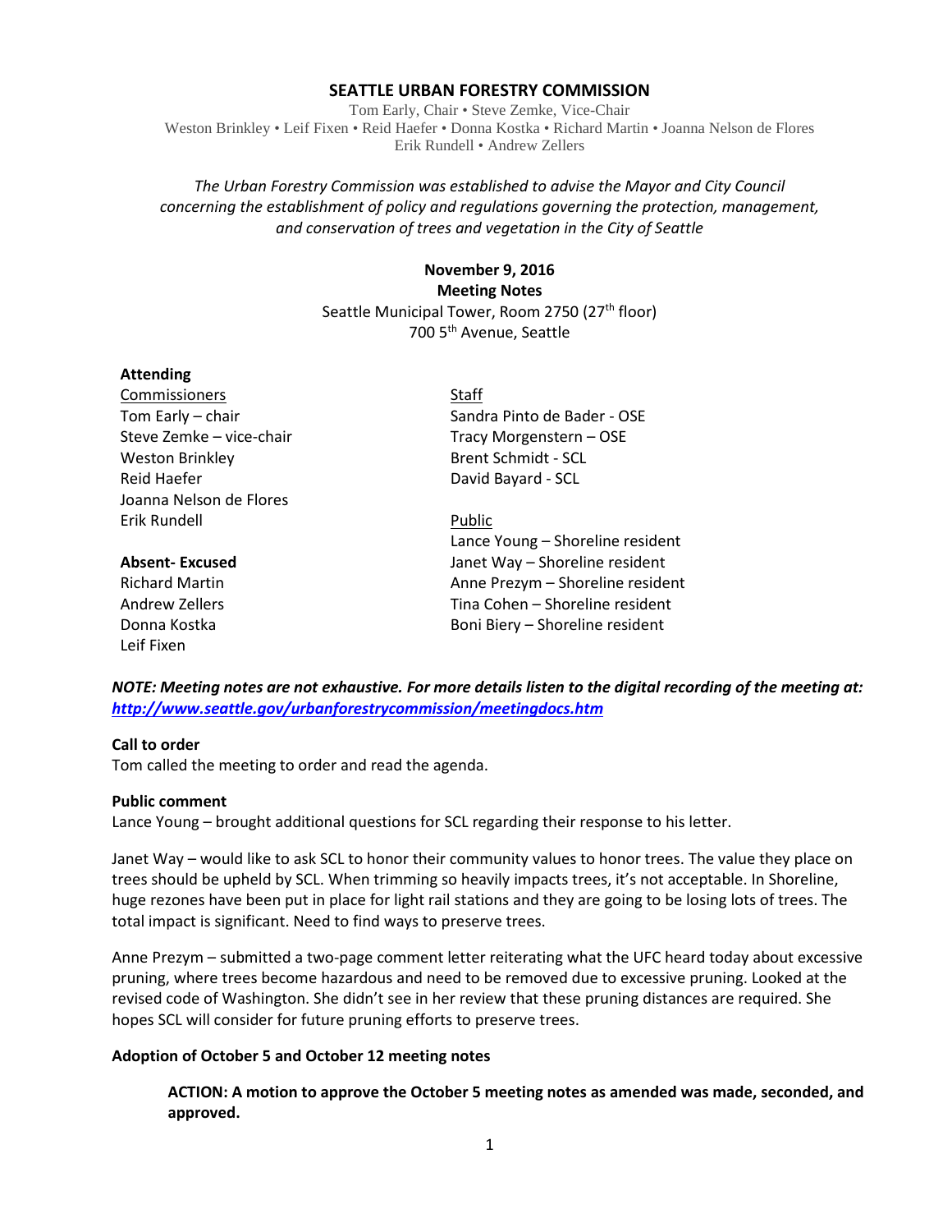# SEATTLE URBAN FORESTRY COMMISSION

Tom Early, Chair • Steve Zemke, Vice-Chair
Weston Brinkley • Leif Fixen • Reid Haefer • Donna Kostka • Richard Martin • Joanna Nelson de Flores
Erik Rundell • Andrew Zellers

*The Urban Forestry Commission was established to advise the Mayor and City Council concerning the establishment of policy and regulations governing the protection, management, and conservation of trees and vegetation in the City of Seattle*

**November 9, 2016**
**Meeting Notes**
Seattle Municipal Tower, Room 2750 (27th floor)
700 5th Avenue, Seattle

**Attending**

Commissioners
Tom Early – chair
Steve Zemke – vice-chair
Weston Brinkley
Reid Haefer
Joanna Nelson de Flores
Erik Rundell

**Absent- Excused**
Richard Martin
Andrew Zellers
Donna Kostka
Leif Fixen

Staff
Sandra Pinto de Bader - OSE
Tracy Morgenstern – OSE
Brent Schmidt - SCL
David Bayard - SCL

Public
Lance Young – Shoreline resident
Janet Way – Shoreline resident
Anne Prezym – Shoreline resident
Tina Cohen – Shoreline resident
Boni Biery – Shoreline resident

***NOTE: Meeting notes are not exhaustive. For more details listen to the digital recording of the meeting at: http://www.seattle.gov/urbanforestrycommission/meetingdocs.htm***

**Call to order**
Tom called the meeting to order and read the agenda.

**Public comment**
Lance Young – brought additional questions for SCL regarding their response to his letter.

Janet Way – would like to ask SCL to honor their community values to honor trees. The value they place on trees should be upheld by SCL. When trimming so heavily impacts trees, it's not acceptable. In Shoreline, huge rezones have been put in place for light rail stations and they are going to be losing lots of trees. The total impact is significant. Need to find ways to preserve trees.

Anne Prezym – submitted a two-page comment letter reiterating what the UFC heard today about excessive pruning, where trees become hazardous and need to be removed due to excessive pruning. Looked at the revised code of Washington. She didn't see in her review that these pruning distances are required. She hopes SCL will consider for future pruning efforts to preserve trees.

**Adoption of October 5 and October 12 meeting notes**

> **ACTION: A motion to approve the October 5 meeting notes as amended was made, seconded, and approved.**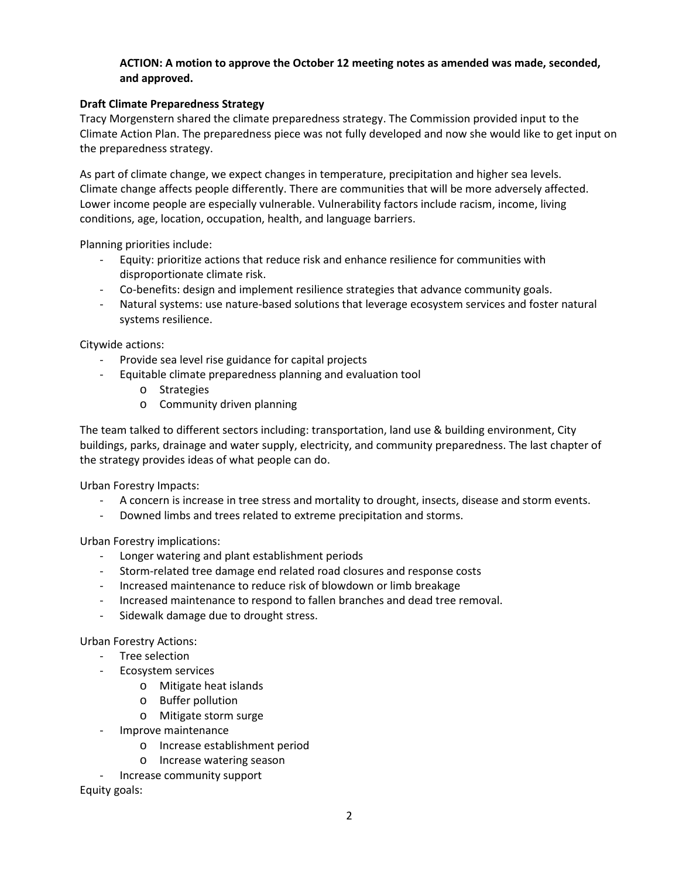**ACTION: A motion to approve the October 12 meeting notes as amended was made, seconded, and approved.**

**Draft Climate Preparedness Strategy**

Tracy Morgenstern shared the climate preparedness strategy. The Commission provided input to the Climate Action Plan. The preparedness piece was not fully developed and now she would like to get input on the preparedness strategy.

As part of climate change, we expect changes in temperature, precipitation and higher sea levels. Climate change affects people differently. There are communities that will be more adversely affected. Lower income people are especially vulnerable. Vulnerability factors include racism, income, living conditions, age, location, occupation, health, and language barriers.

Planning priorities include:

- Equity: prioritize actions that reduce risk and enhance resilience for communities with disproportionate climate risk.
- Co-benefits: design and implement resilience strategies that advance community goals.
- Natural systems: use nature-based solutions that leverage ecosystem services and foster natural systems resilience.

Citywide actions:

- Provide sea level rise guidance for capital projects
- Equitable climate preparedness planning and evaluation tool
    - Strategies
    - Community driven planning

The team talked to different sectors including: transportation, land use & building environment, City buildings, parks, drainage and water supply, electricity, and community preparedness. The last chapter of the strategy provides ideas of what people can do.

Urban Forestry Impacts:

- A concern is increase in tree stress and mortality to drought, insects, disease and storm events.
- Downed limbs and trees related to extreme precipitation and storms.

Urban Forestry implications:

- Longer watering and plant establishment periods
- Storm-related tree damage end related road closures and response costs
- Increased maintenance to reduce risk of blowdown or limb breakage
- Increased maintenance to respond to fallen branches and dead tree removal.
- Sidewalk damage due to drought stress.

Urban Forestry Actions:

- Tree selection
- Ecosystem services
    - Mitigate heat islands
    - Buffer pollution
    - Mitigate storm surge
- Improve maintenance
    - Increase establishment period
    - Increase watering season
- Increase community support

Equity goals: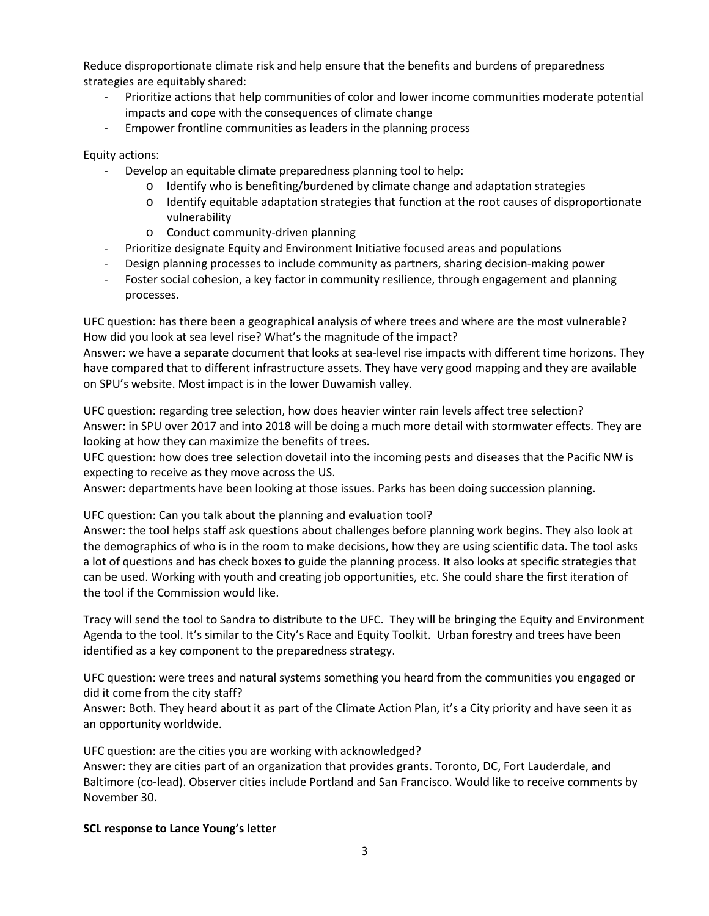Reduce disproportionate climate risk and help ensure that the benefits and burdens of preparedness strategies are equitably shared:

- Prioritize actions that help communities of color and lower income communities moderate potential impacts and cope with the consequences of climate change
- Empower frontline communities as leaders in the planning process

Equity actions:

- Develop an equitable climate preparedness planning tool to help:
  - Identify who is benefiting/burdened by climate change and adaptation strategies
  - Identify equitable adaptation strategies that function at the root causes of disproportionate vulnerability
  - Conduct community-driven planning
- Prioritize designate Equity and Environment Initiative focused areas and populations
- Design planning processes to include community as partners, sharing decision-making power
- Foster social cohesion, a key factor in community resilience, through engagement and planning processes.

UFC question: has there been a geographical analysis of where trees and where are the most vulnerable? How did you look at sea level rise? What's the magnitude of the impact?
Answer: we have a separate document that looks at sea-level rise impacts with different time horizons. They have compared that to different infrastructure assets. They have very good mapping and they are available on SPU's website. Most impact is in the lower Duwamish valley.

UFC question: regarding tree selection, how does heavier winter rain levels affect tree selection?
Answer: in SPU over 2017 and into 2018 will be doing a much more detail with stormwater effects. They are looking at how they can maximize the benefits of trees.
UFC question: how does tree selection dovetail into the incoming pests and diseases that the Pacific NW is expecting to receive as they move across the US.
Answer: departments have been looking at those issues. Parks has been doing succession planning.

UFC question: Can you talk about the planning and evaluation tool?
Answer: the tool helps staff ask questions about challenges before planning work begins. They also look at the demographics of who is in the room to make decisions, how they are using scientific data. The tool asks a lot of questions and has check boxes to guide the planning process. It also looks at specific strategies that can be used. Working with youth and creating job opportunities, etc. She could share the first iteration of the tool if the Commission would like.

Tracy will send the tool to Sandra to distribute to the UFC. They will be bringing the Equity and Environment Agenda to the tool. It's similar to the City's Race and Equity Toolkit. Urban forestry and trees have been identified as a key component to the preparedness strategy.

UFC question: were trees and natural systems something you heard from the communities you engaged or did it come from the city staff?
Answer: Both. They heard about it as part of the Climate Action Plan, it's a City priority and have seen it as an opportunity worldwide.

UFC question: are the cities you are working with acknowledged?
Answer: they are cities part of an organization that provides grants. Toronto, DC, Fort Lauderdale, and Baltimore (co-lead). Observer cities include Portland and San Francisco. Would like to receive comments by November 30.

**SCL response to Lance Young's letter**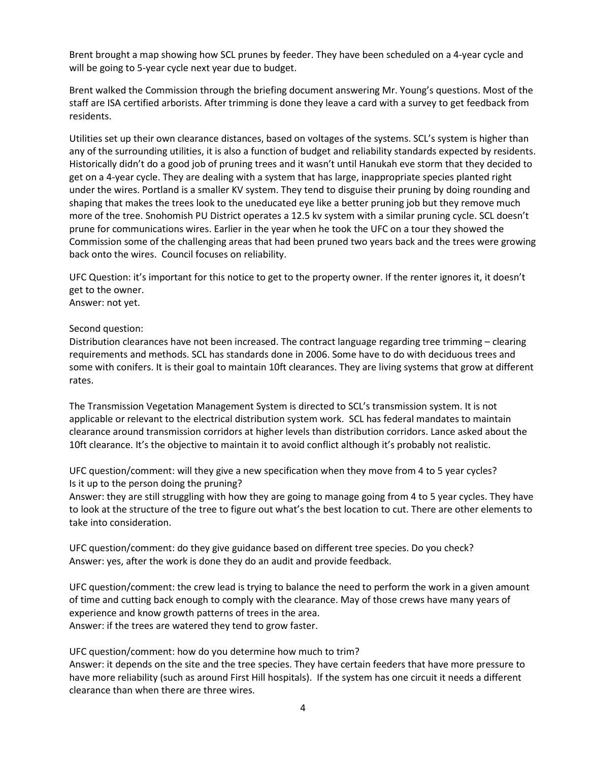Brent brought a map showing how SCL prunes by feeder. They have been scheduled on a 4-year cycle and will be going to 5-year cycle next year due to budget.

Brent walked the Commission through the briefing document answering Mr. Young's questions. Most of the staff are ISA certified arborists. After trimming is done they leave a card with a survey to get feedback from residents.

Utilities set up their own clearance distances, based on voltages of the systems. SCL's system is higher than any of the surrounding utilities, it is also a function of budget and reliability standards expected by residents. Historically didn't do a good job of pruning trees and it wasn't until Hanukah eve storm that they decided to get on a 4-year cycle. They are dealing with a system that has large, inappropriate species planted right under the wires. Portland is a smaller KV system. They tend to disguise their pruning by doing rounding and shaping that makes the trees look to the uneducated eye like a better pruning job but they remove much more of the tree. Snohomish PU District operates a 12.5 kv system with a similar pruning cycle. SCL doesn't prune for communications wires. Earlier in the year when he took the UFC on a tour they showed the Commission some of the challenging areas that had been pruned two years back and the trees were growing back onto the wires. Council focuses on reliability.

UFC Question: it's important for this notice to get to the property owner. If the renter ignores it, it doesn't get to the owner.
Answer: not yet.

Second question:
Distribution clearances have not been increased. The contract language regarding tree trimming – clearing requirements and methods. SCL has standards done in 2006. Some have to do with deciduous trees and some with conifers. It is their goal to maintain 10ft clearances. They are living systems that grow at different rates.

The Transmission Vegetation Management System is directed to SCL's transmission system. It is not applicable or relevant to the electrical distribution system work. SCL has federal mandates to maintain clearance around transmission corridors at higher levels than distribution corridors. Lance asked about the 10ft clearance. It's the objective to maintain it to avoid conflict although it's probably not realistic.

UFC question/comment: will they give a new specification when they move from 4 to 5 year cycles? Is it up to the person doing the pruning?
Answer: they are still struggling with how they are going to manage going from 4 to 5 year cycles. They have to look at the structure of the tree to figure out what's the best location to cut. There are other elements to take into consideration.

UFC question/comment: do they give guidance based on different tree species. Do you check?
Answer: yes, after the work is done they do an audit and provide feedback.

UFC question/comment: the crew lead is trying to balance the need to perform the work in a given amount of time and cutting back enough to comply with the clearance. May of those crews have many years of experience and know growth patterns of trees in the area.
Answer: if the trees are watered they tend to grow faster.

UFC question/comment: how do you determine how much to trim?
Answer: it depends on the site and the tree species. They have certain feeders that have more pressure to have more reliability (such as around First Hill hospitals). If the system has one circuit it needs a different clearance than when there are three wires.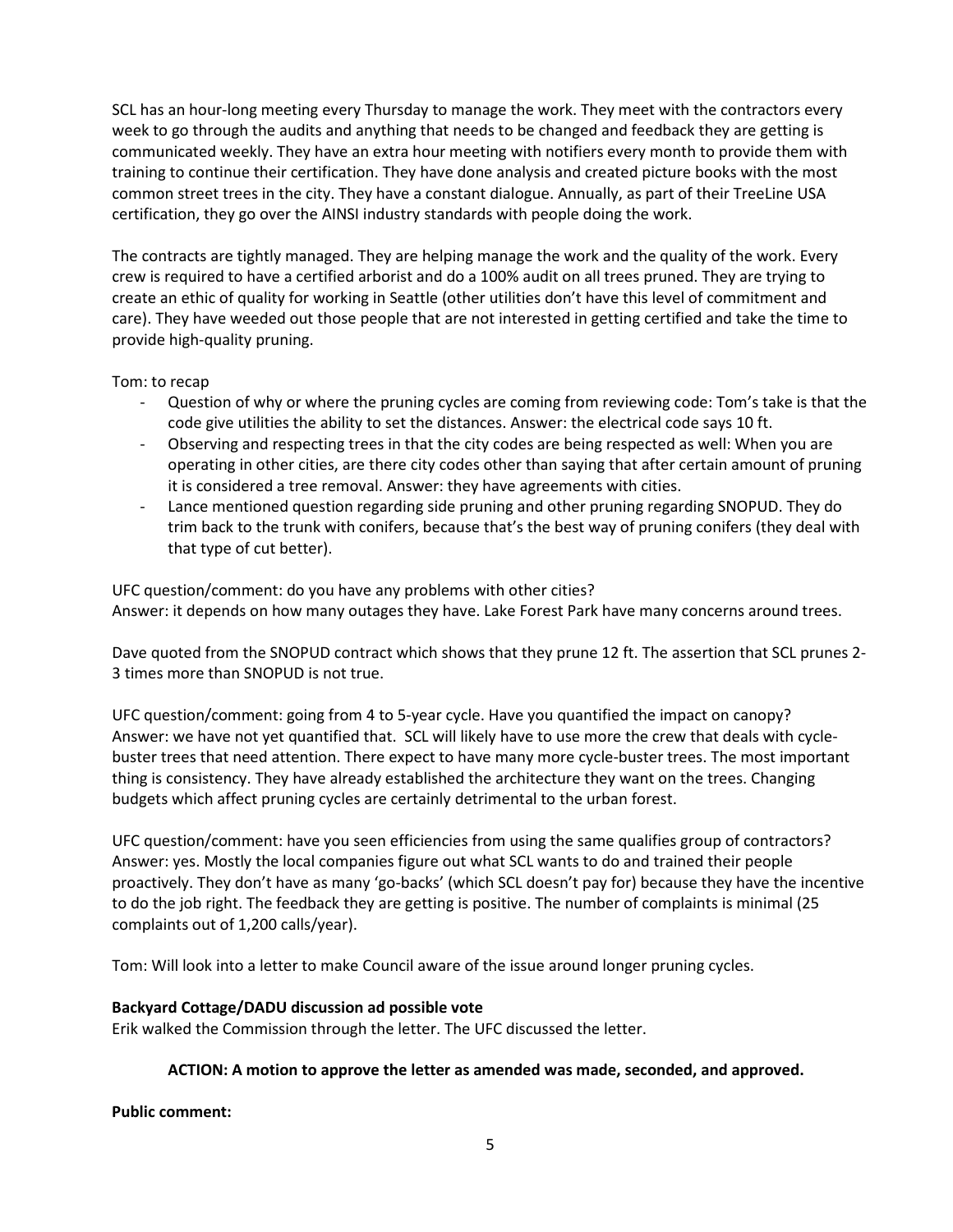SCL has an hour-long meeting every Thursday to manage the work. They meet with the contractors every week to go through the audits and anything that needs to be changed and feedback they are getting is communicated weekly. They have an extra hour meeting with notifiers every month to provide them with training to continue their certification. They have done analysis and created picture books with the most common street trees in the city. They have a constant dialogue. Annually, as part of their TreeLine USA certification, they go over the AINSI industry standards with people doing the work.

The contracts are tightly managed. They are helping manage the work and the quality of the work. Every crew is required to have a certified arborist and do a 100% audit on all trees pruned. They are trying to create an ethic of quality for working in Seattle (other utilities don't have this level of commitment and care). They have weeded out those people that are not interested in getting certified and take the time to provide high-quality pruning.

Tom: to recap

- Question of why or where the pruning cycles are coming from reviewing code: Tom's take is that the code give utilities the ability to set the distances. Answer: the electrical code says 10 ft.
- Observing and respecting trees in that the city codes are being respected as well: When you are operating in other cities, are there city codes other than saying that after certain amount of pruning it is considered a tree removal. Answer: they have agreements with cities.
- Lance mentioned question regarding side pruning and other pruning regarding SNOPUD. They do trim back to the trunk with conifers, because that's the best way of pruning conifers (they deal with that type of cut better).

UFC question/comment: do you have any problems with other cities?
Answer: it depends on how many outages they have. Lake Forest Park have many concerns around trees.

Dave quoted from the SNOPUD contract which shows that they prune 12 ft. The assertion that SCL prunes 2-3 times more than SNOPUD is not true.

UFC question/comment: going from 4 to 5-year cycle. Have you quantified the impact on canopy?
Answer: we have not yet quantified that. SCL will likely have to use more the crew that deals with cycle-buster trees that need attention. There expect to have many more cycle-buster trees. The most important thing is consistency. They have already established the architecture they want on the trees. Changing budgets which affect pruning cycles are certainly detrimental to the urban forest.

UFC question/comment: have you seen efficiencies from using the same qualifies group of contractors?
Answer: yes. Mostly the local companies figure out what SCL wants to do and trained their people proactively. They don't have as many 'go-backs' (which SCL doesn't pay for) because they have the incentive to do the job right. The feedback they are getting is positive. The number of complaints is minimal (25 complaints out of 1,200 calls/year).

Tom: Will look into a letter to make Council aware of the issue around longer pruning cycles.

**Backyard Cottage/DADU discussion ad possible vote**
Erik walked the Commission through the letter. The UFC discussed the letter.

**ACTION: A motion to approve the letter as amended was made, seconded, and approved.**

**Public comment:**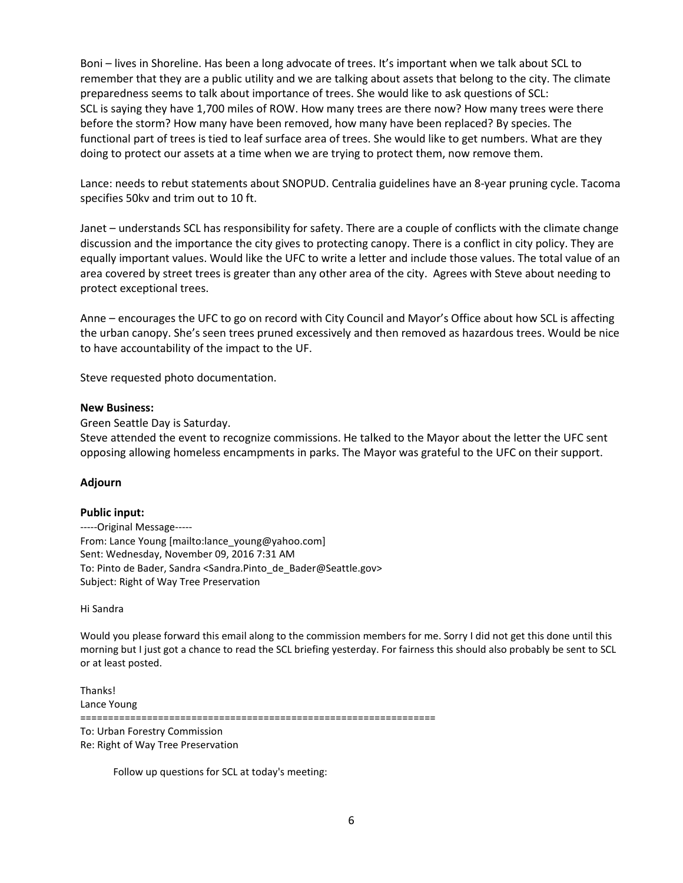Boni – lives in Shoreline. Has been a long advocate of trees. It's important when we talk about SCL to remember that they are a public utility and we are talking about assets that belong to the city. The climate preparedness seems to talk about importance of trees. She would like to ask questions of SCL:
SCL is saying they have 1,700 miles of ROW. How many trees are there now? How many trees were there before the storm? How many have been removed, how many have been replaced? By species. The functional part of trees is tied to leaf surface area of trees. She would like to get numbers. What are they doing to protect our assets at a time when we are trying to protect them, now remove them.

Lance: needs to rebut statements about SNOPUD. Centralia guidelines have an 8-year pruning cycle. Tacoma specifies 50kv and trim out to 10 ft.

Janet – understands SCL has responsibility for safety. There are a couple of conflicts with the climate change discussion and the importance the city gives to protecting canopy. There is a conflict in city policy. They are equally important values. Would like the UFC to write a letter and include those values. The total value of an area covered by street trees is greater than any other area of the city. Agrees with Steve about needing to protect exceptional trees.

Anne – encourages the UFC to go on record with City Council and Mayor's Office about how SCL is affecting the urban canopy. She's seen trees pruned excessively and then removed as hazardous trees. Would be nice to have accountability of the impact to the UF.

Steve requested photo documentation.

**New Business:**

Green Seattle Day is Saturday.
Steve attended the event to recognize commissions. He talked to the Mayor about the letter the UFC sent opposing allowing homeless encampments in parks. The Mayor was grateful to the UFC on their support.

**Adjourn**

**Public input:**

-----Original Message-----
From: Lance Young [mailto:lance_young@yahoo.com]
Sent: Wednesday, November 09, 2016 7:31 AM
To: Pinto de Bader, Sandra <Sandra.Pinto_de_Bader@Seattle.gov>
Subject: Right of Way Tree Preservation

Hi Sandra

Would you please forward this email along to the commission members for me. Sorry I did not get this done until this morning but I just got a chance to read the SCL briefing yesterday. For fairness this should also probably be sent to SCL or at least posted.

Thanks!
Lance Young

================================================================

To: Urban Forestry Commission
Re: Right of Way Tree Preservation

Follow up questions for SCL at today's meeting: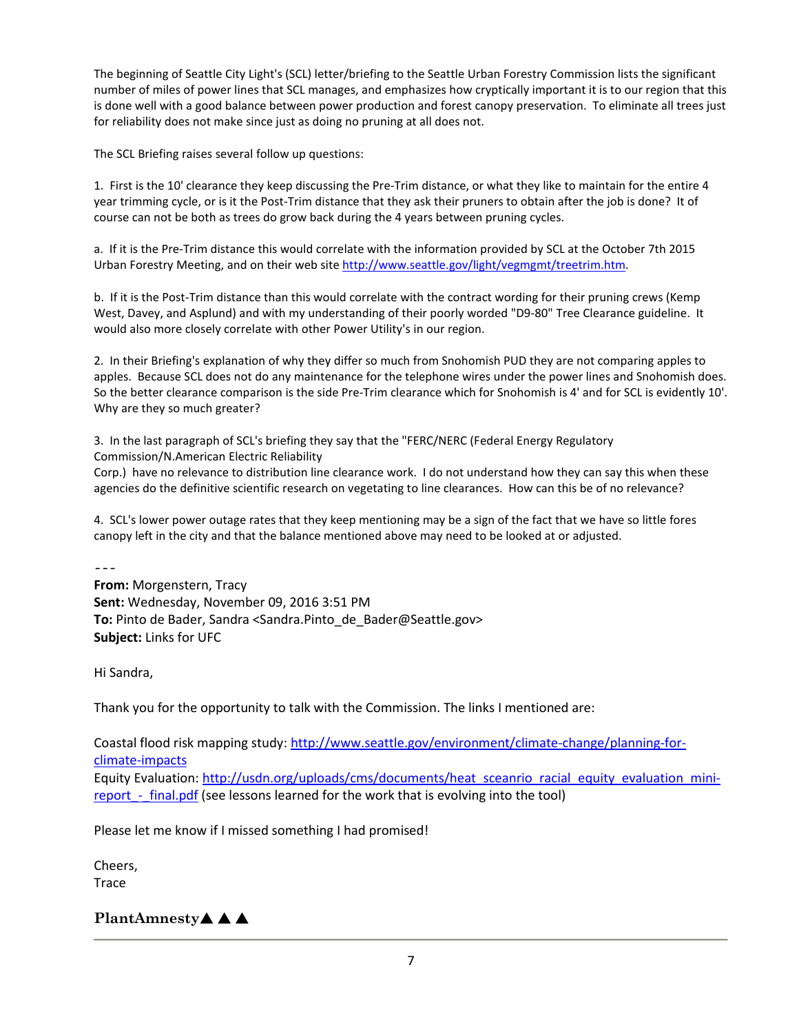The beginning of Seattle City Light's (SCL) letter/briefing to the Seattle Urban Forestry Commission lists the significant number of miles of power lines that SCL manages, and emphasizes how cryptically important it is to our region that this is done well with a good balance between power production and forest canopy preservation. To eliminate all trees just for reliability does not make since just as doing no pruning at all does not.

The SCL Briefing raises several follow up questions:

1. First is the 10' clearance they keep discussing the Pre-Trim distance, or what they like to maintain for the entire 4 year trimming cycle, or is it the Post-Trim distance that they ask their pruners to obtain after the job is done? It of course can not be both as trees do grow back during the 4 years between pruning cycles.

a. If it is the Pre-Trim distance this would correlate with the information provided by SCL at the October 7th 2015 Urban Forestry Meeting, and on their web site [http://www.seattle.gov/light/vegmgmt/treetrim.htm](http://www.seattle.gov/light/vegmgmt/treetrim.htm).

b. If it is the Post-Trim distance than this would correlate with the contract wording for their pruning crews (Kemp West, Davey, and Asplund) and with my understanding of their poorly worded "D9-80" Tree Clearance guideline. It would also more closely correlate with other Power Utility's in our region.

2. In their Briefing's explanation of why they differ so much from Snohomish PUD they are not comparing apples to apples. Because SCL does not do any maintenance for the telephone wires under the power lines and Snohomish does. So the better clearance comparison is the side Pre-Trim clearance which for Snohomish is 4' and for SCL is evidently 10'. Why are they so much greater?

3. In the last paragraph of SCL's briefing they say that the "FERC/NERC (Federal Energy Regulatory Commission/N.American Electric Reliability
Corp.) have no relevance to distribution line clearance work. I do not understand how they can say this when these agencies do the definitive scientific research on vegetating to line clearances. How can this be of no relevance?

4. SCL's lower power outage rates that they keep mentioning may be a sign of the fact that we have so little fores canopy left in the city and that the balance mentioned above may need to be looked at or adjusted.

---

**From:** Morgenstern, Tracy
**Sent:** Wednesday, November 09, 2016 3:51 PM
**To:** Pinto de Bader, Sandra <Sandra.Pinto_de_Bader@Seattle.gov>
**Subject:** Links for UFC

Hi Sandra,

Thank you for the opportunity to talk with the Commission. The links I mentioned are:

Coastal flood risk mapping study: [http://www.seattle.gov/environment/climate-change/planning-for-climate-impacts](http://www.seattle.gov/environment/climate-change/planning-for-climate-impacts)
Equity Evaluation: [http://usdn.org/uploads/cms/documents/heat_sceanrio_racial_equity_evaluation_mini-report_-_final.pdf](http://usdn.org/uploads/cms/documents/heat_sceanrio_racial_equity_evaluation_mini-report_-_final.pdf) (see lessons learned for the work that is evolving into the tool)

Please let me know if I missed something I had promised!

Cheers,
Trace

**PlantAmnesty▲▲▲**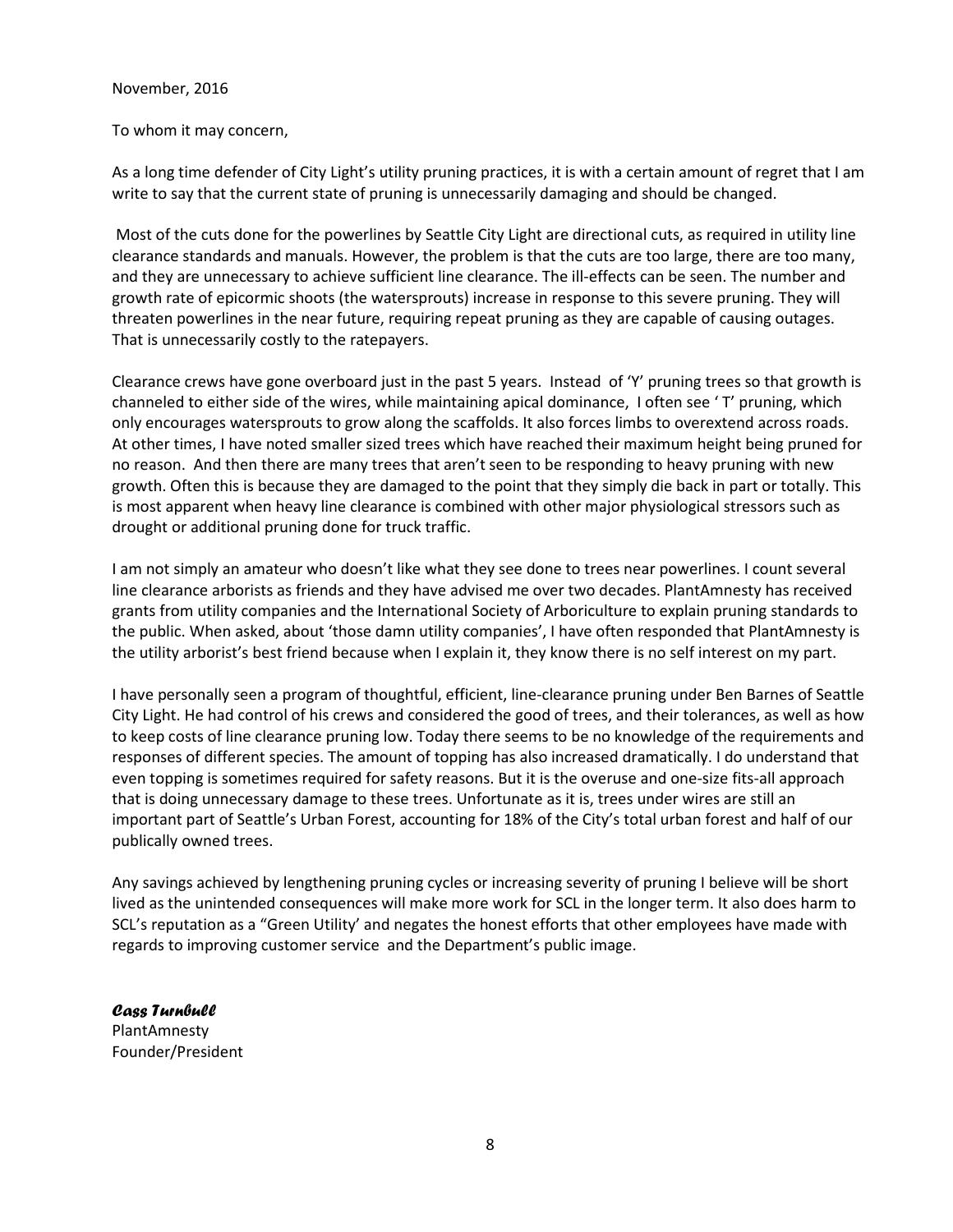November, 2016

To whom it may concern,

As a long time defender of City Light's utility pruning practices, it is with a certain amount of regret that I am write to say that the current state of pruning is unnecessarily damaging and should be changed.

Most of the cuts done for the powerlines by Seattle City Light are directional cuts, as required in utility line clearance standards and manuals. However, the problem is that the cuts are too large, there are too many, and they are unnecessary to achieve sufficient line clearance. The ill-effects can be seen. The number and growth rate of epicormic shoots (the watersprouts) increase in response to this severe pruning. They will threaten powerlines in the near future, requiring repeat pruning as they are capable of causing outages. That is unnecessarily costly to the ratepayers.

Clearance crews have gone overboard just in the past 5 years. Instead of 'Y' pruning trees so that growth is channeled to either side of the wires, while maintaining apical dominance, I often see ' T' pruning, which only encourages watersprouts to grow along the scaffolds. It also forces limbs to overextend across roads. At other times, I have noted smaller sized trees which have reached their maximum height being pruned for no reason. And then there are many trees that aren't seen to be responding to heavy pruning with new growth. Often this is because they are damaged to the point that they simply die back in part or totally. This is most apparent when heavy line clearance is combined with other major physiological stressors such as drought or additional pruning done for truck traffic.

I am not simply an amateur who doesn't like what they see done to trees near powerlines. I count several line clearance arborists as friends and they have advised me over two decades. PlantAmnesty has received grants from utility companies and the International Society of Arboriculture to explain pruning standards to the public. When asked, about 'those damn utility companies', I have often responded that PlantAmnesty is the utility arborist's best friend because when I explain it, they know there is no self interest on my part.

I have personally seen a program of thoughtful, efficient, line-clearance pruning under Ben Barnes of Seattle City Light. He had control of his crews and considered the good of trees, and their tolerances, as well as how to keep costs of line clearance pruning low. Today there seems to be no knowledge of the requirements and responses of different species. The amount of topping has also increased dramatically. I do understand that even topping is sometimes required for safety reasons. But it is the overuse and one-size fits-all approach that is doing unnecessary damage to these trees. Unfortunate as it is, trees under wires are still an important part of Seattle's Urban Forest, accounting for 18% of the City's total urban forest and half of our publically owned trees.

Any savings achieved by lengthening pruning cycles or increasing severity of pruning I believe will be short lived as the unintended consequences will make more work for SCL in the longer term. It also does harm to SCL's reputation as a "Green Utility' and negates the honest efforts that other employees have made with regards to improving customer service and the Department's public image.

***Cass Turnbull***  
PlantAmnesty  
Founder/President